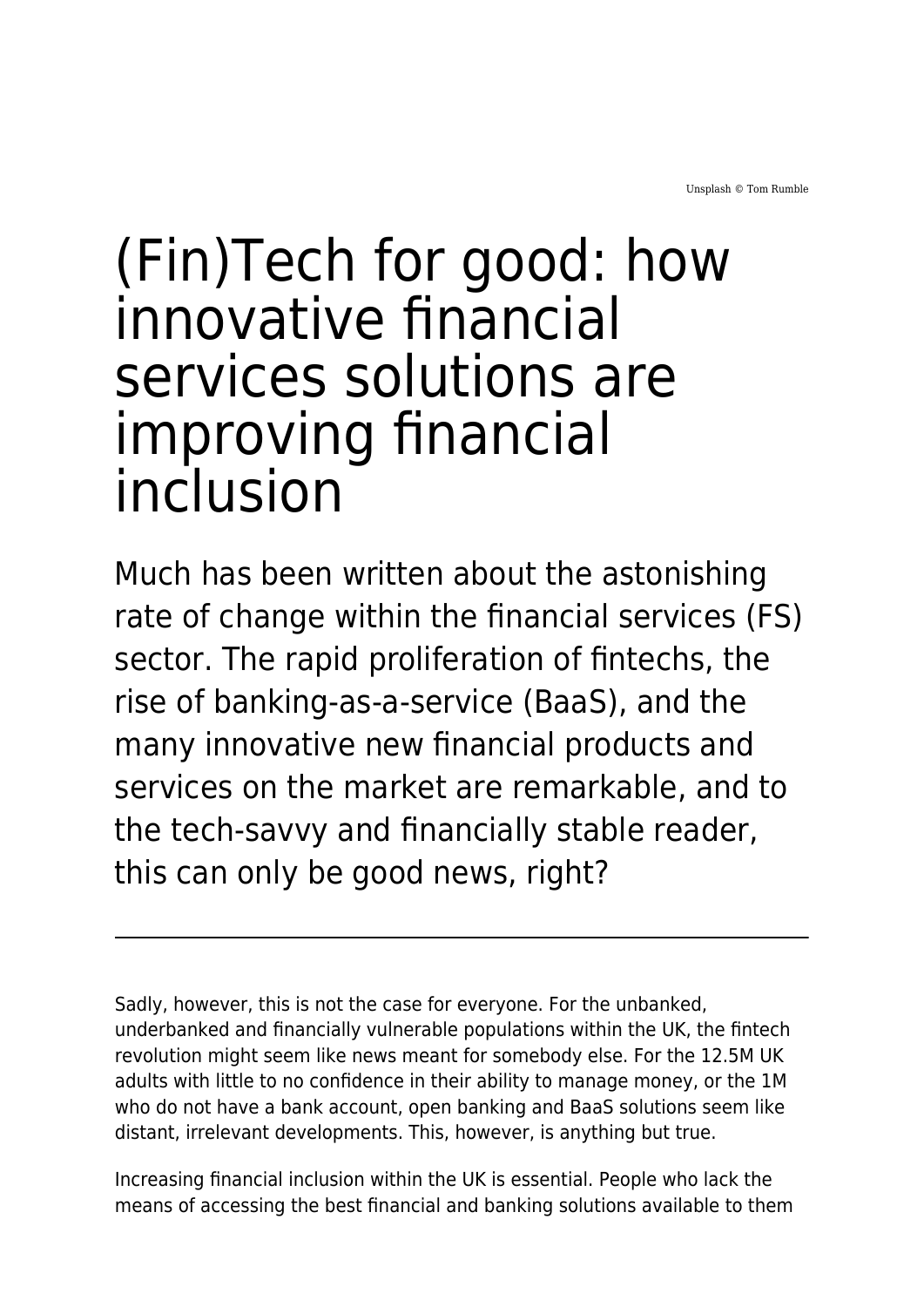Unsplash © Tom Rumble

# (Fin)Tech for good: how innovative financial services solutions are improving financial inclusion

Much has been written about the astonishing rate of change within the financial services (FS) sector. The rapid proliferation of fintechs, the rise of banking-as-a-service (BaaS), and the many innovative new financial products and services on the market are remarkable, and to the tech-savvy and financially stable reader, this can only be good news, right?

---

Sadly, however, this is not the case for everyone. For the unbanked, underbanked and financially vulnerable populations within the UK, the fintech revolution might seem like news meant for somebody else. For the 12.5M UK adults with little to no confidence in their ability to manage money, or the 1M who do not have a bank account, open banking and BaaS solutions seem like distant, irrelevant developments. This, however, is anything but true.

Increasing financial inclusion within the UK is essential. People who lack the means of accessing the best financial and banking solutions available to them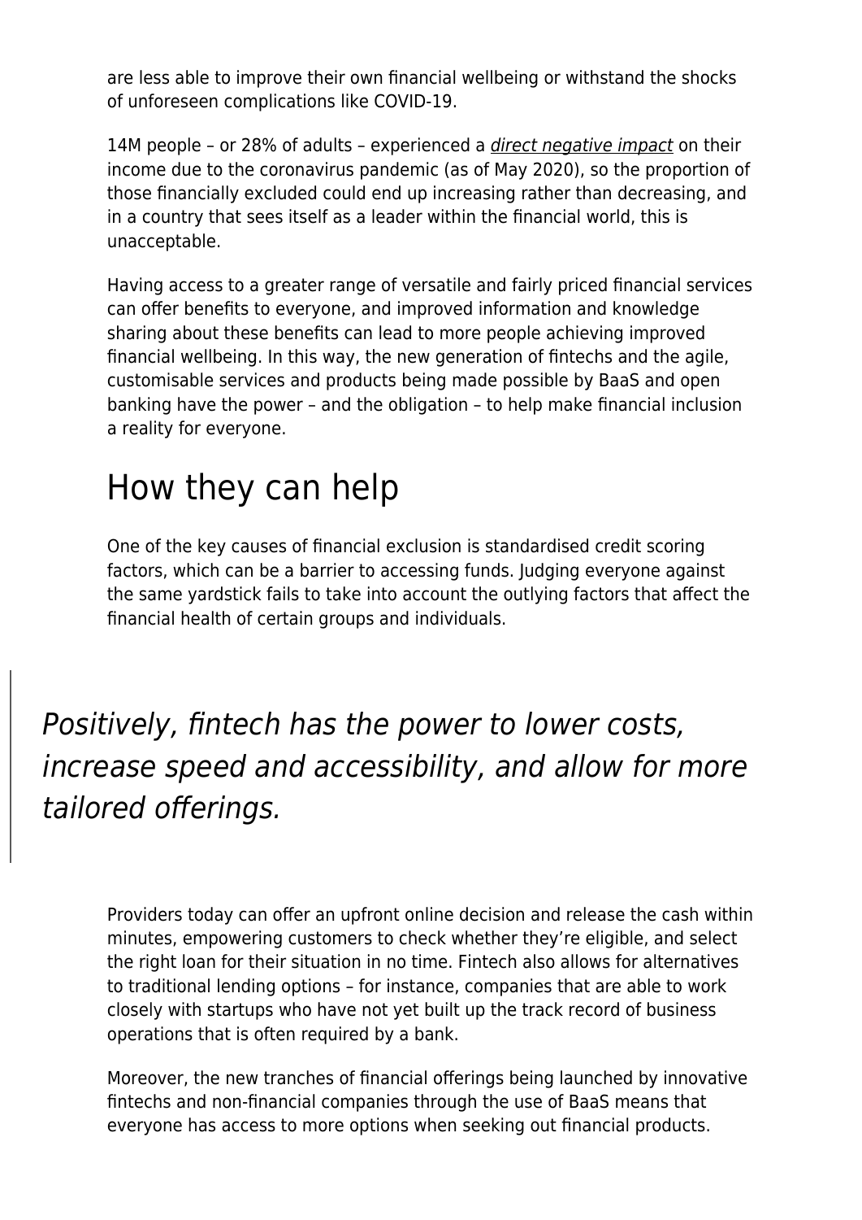are less able to improve their own financial wellbeing or withstand the shocks of unforeseen complications like COVID-19.

14M people – or 28% of adults – experienced a *direct negative impact* on their income due to the coronavirus pandemic (as of May 2020), so the proportion of those financially excluded could end up increasing rather than decreasing, and in a country that sees itself as a leader within the financial world, this is unacceptable.

Having access to a greater range of versatile and fairly priced financial services can offer benefits to everyone, and improved information and knowledge sharing about these benefits can lead to more people achieving improved financial wellbeing. In this way, the new generation of fintechs and the agile, customisable services and products being made possible by BaaS and open banking have the power – and the obligation – to help make financial inclusion a reality for everyone.

# How they can help

One of the key causes of financial exclusion is standardised credit scoring factors, which can be a barrier to accessing funds. Judging everyone against the same yardstick fails to take into account the outlying factors that affect the financial health of certain groups and individuals.

> *Positively, fintech has the power to lower costs, increase speed and accessibility, and allow for more tailored offerings.*

Providers today can offer an upfront online decision and release the cash within minutes, empowering customers to check whether they're eligible, and select the right loan for their situation in no time. Fintech also allows for alternatives to traditional lending options – for instance, companies that are able to work closely with startups who have not yet built up the track record of business operations that is often required by a bank.

Moreover, the new tranches of financial offerings being launched by innovative fintechs and non-financial companies through the use of BaaS means that everyone has access to more options when seeking out financial products.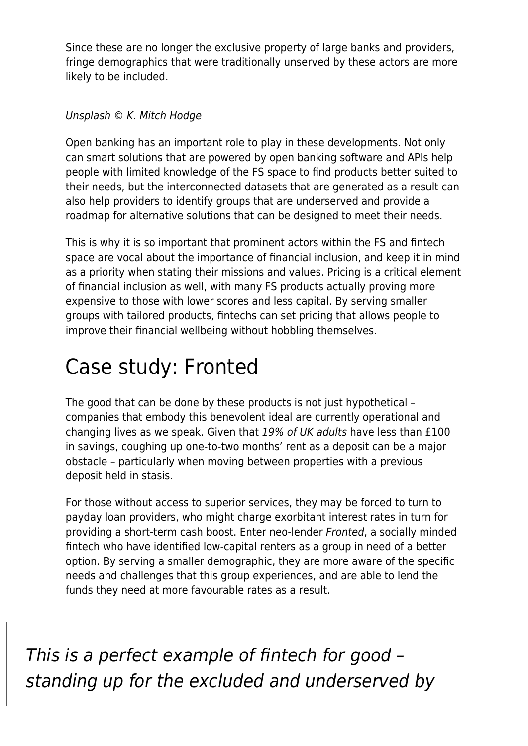Since these are no longer the exclusive property of large banks and providers, fringe demographics that were traditionally unserved by these actors are more likely to be included.

*Unsplash © K. Mitch Hodge*

Open banking has an important role to play in these developments. Not only can smart solutions that are powered by open banking software and APIs help people with limited knowledge of the FS space to find products better suited to their needs, but the interconnected datasets that are generated as a result can also help providers to identify groups that are underserved and provide a roadmap for alternative solutions that can be designed to meet their needs.

This is why it is so important that prominent actors within the FS and fintech space are vocal about the importance of financial inclusion, and keep it in mind as a priority when stating their missions and values. Pricing is a critical element of financial inclusion as well, with many FS products actually proving more expensive to those with lower scores and less capital. By serving smaller groups with tailored products, fintechs can set pricing that allows people to improve their financial wellbeing without hobbling themselves.

# Case study: Fronted

The good that can be done by these products is not just hypothetical – companies that embody this benevolent ideal are currently operational and changing lives as we speak. Given that 19% of UK adults have less than £100 in savings, coughing up one-to-two months' rent as a deposit can be a major obstacle – particularly when moving between properties with a previous deposit held in stasis.

For those without access to superior services, they may be forced to turn to payday loan providers, who might charge exorbitant interest rates in turn for providing a short-term cash boost. Enter neo-lender Fronted, a socially minded fintech who have identified low-capital renters as a group in need of a better option. By serving a smaller demographic, they are more aware of the specific needs and challenges that this group experiences, and are able to lend the funds they need at more favourable rates as a result.

> *This is a perfect example of fintech for good – standing up for the excluded and underserved by*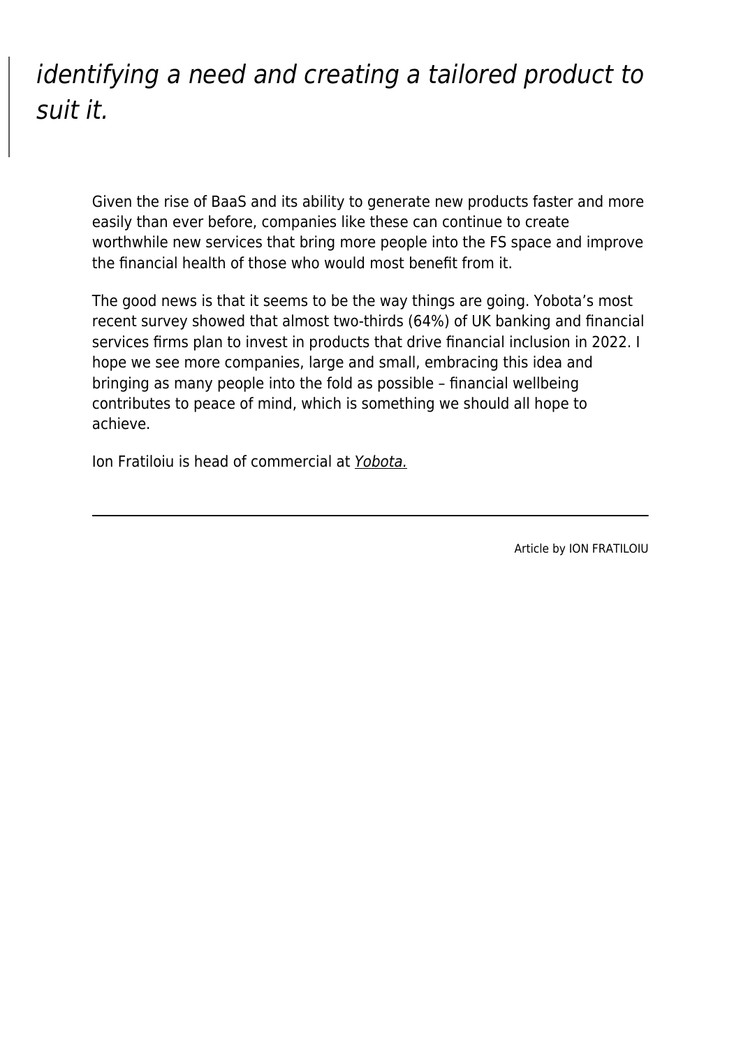> *identifying a need and creating a tailored product to suit it.*

Given the rise of BaaS and its ability to generate new products faster and more easily than ever before, companies like these can continue to create worthwhile new services that bring more people into the FS space and improve the financial health of those who would most benefit from it.

The good news is that it seems to be the way things are going. Yobota's most recent survey showed that almost two-thirds (64%) of UK banking and financial services firms plan to invest in products that drive financial inclusion in 2022. I hope we see more companies, large and small, embracing this idea and bringing as many people into the fold as possible – financial wellbeing contributes to peace of mind, which is something we should all hope to achieve.

Ion Fratiloiu is head of commercial at *Yobota.*

---

Article by ION FRATILOIU